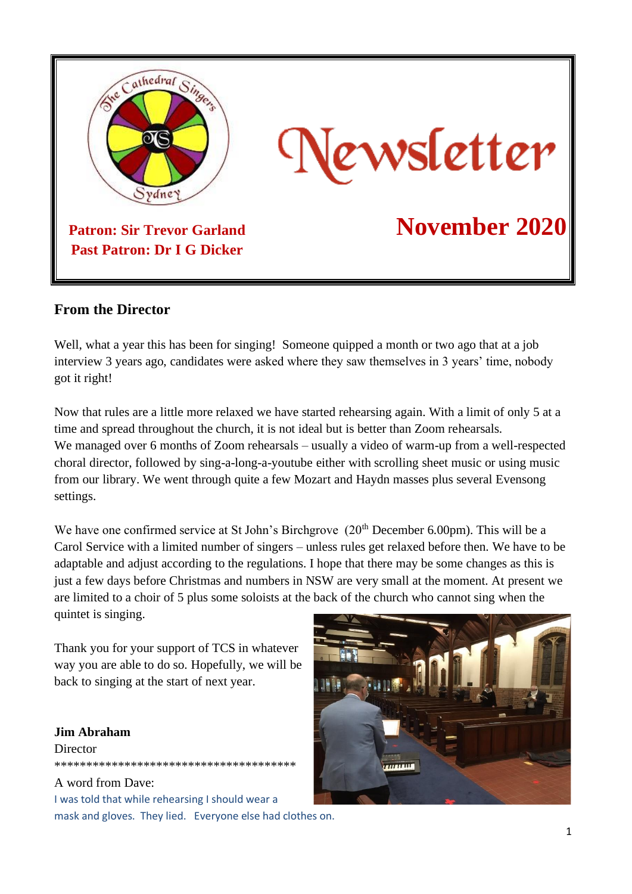# Newsletter

**Patron: Sir Trevor Garland**
**Past Patron: Dr I G Dicker**

## November 2020

### From the Director

Well, what a year this has been for singing! Someone quipped a month or two ago that at a job interview 3 years ago, candidates were asked where they saw themselves in 3 years' time, nobody got it right!

Now that rules are a little more relaxed we have started rehearsing again. With a limit of only 5 at a time and spread throughout the church, it is not ideal but is better than Zoom rehearsals. We managed over 6 months of Zoom rehearsals – usually a video of warm-up from a well-respected choral director, followed by sing-a-long-a-youtube either with scrolling sheet music or using music from our library. We went through quite a few Mozart and Haydn masses plus several Evensong settings.

We have one confirmed service at St John's Birchgrove (20th December 6.00pm). This will be a Carol Service with a limited number of singers – unless rules get relaxed before then. We have to be adaptable and adjust according to the regulations. I hope that there may be some changes as this is just a few days before Christmas and numbers in NSW are very small at the moment. At present we are limited to a choir of 5 plus some soloists at the back of the church who cannot sing when the quintet is singing.

Thank you for your support of TCS in whatever way you are able to do so. Hopefully, we will be back to singing at the start of next year.

**Jim Abraham**
Director

*************************************

A word from Dave:

I was told that while rehearsing I should wear a mask and gloves. They lied. Everyone else had clothes on.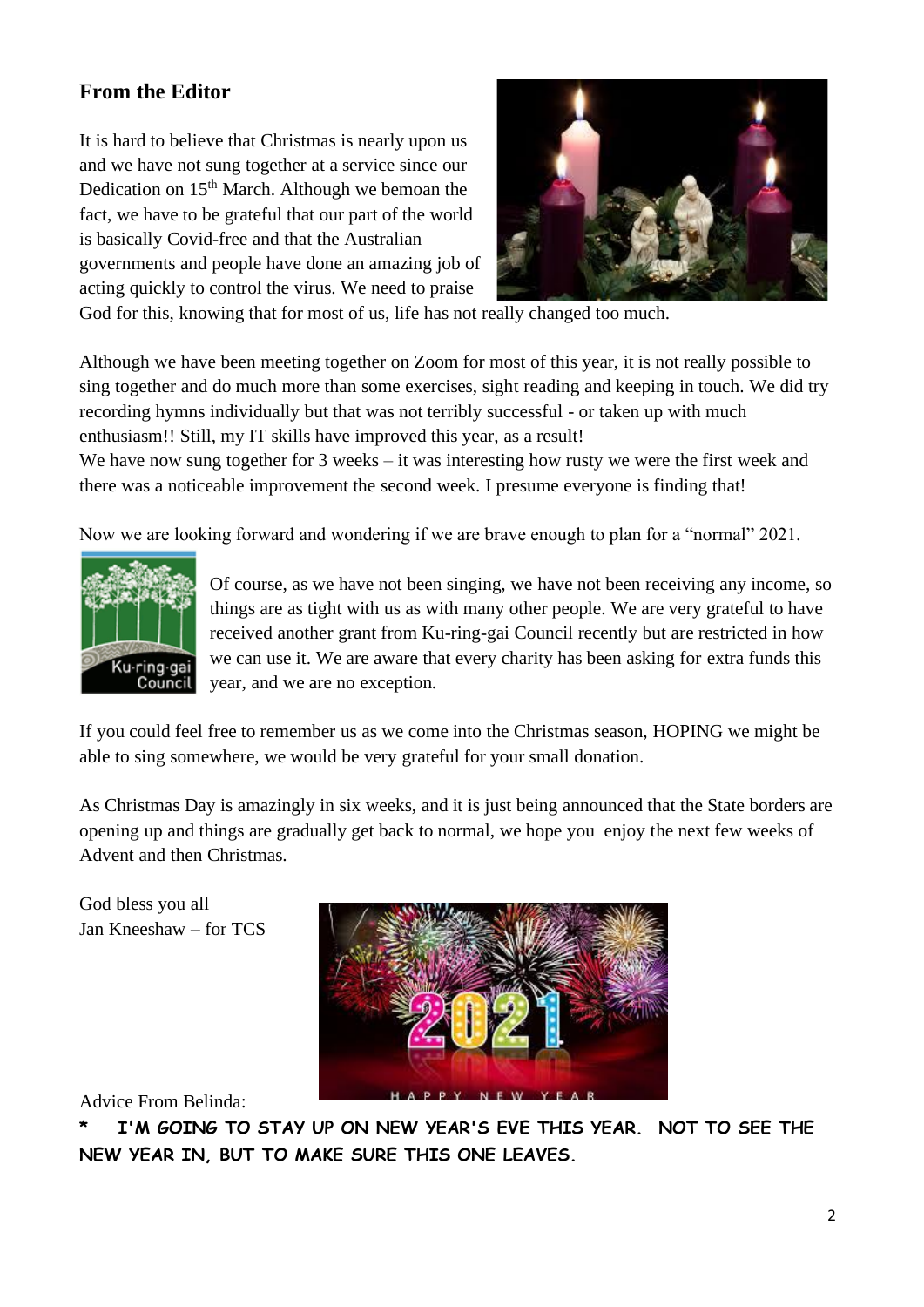## From the Editor

It is hard to believe that Christmas is nearly upon us and we have not sung together at a service since our Dedication on 15th March. Although we bemoan the fact, we have to be grateful that our part of the world is basically Covid-free and that the Australian governments and people have done an amazing job of acting quickly to control the virus. We need to praise God for this, knowing that for most of us, life has not really changed too much.

Although we have been meeting together on Zoom for most of this year, it is not really possible to sing together and do much more than some exercises, sight reading and keeping in touch. We did try recording hymns individually but that was not terribly successful - or taken up with much enthusiasm!! Still, my IT skills have improved this year, as a result!
We have now sung together for 3 weeks – it was interesting how rusty we were the first week and there was a noticeable improvement the second week. I presume everyone is finding that!

Now we are looking forward and wondering if we are brave enough to plan for a "normal" 2021.

Of course, as we have not been singing, we have not been receiving any income, so things are as tight with us as with many other people. We are very grateful to have received another grant from Ku-ring-gai Council recently but are restricted in how we can use it. We are aware that every charity has been asking for extra funds this year, and we are no exception.

If you could feel free to remember us as we come into the Christmas season, HOPING we might be able to sing somewhere, we would be very grateful for your small donation.

As Christmas Day is amazingly in six weeks, and it is just being announced that the State borders are opening up and things are gradually get back to normal, we hope you enjoy the next few weeks of Advent and then Christmas.

God bless you all
Jan Kneeshaw – for TCS

Advice From Belinda:

**\* I'M GOING TO STAY UP ON NEW YEAR'S EVE THIS YEAR. NOT TO SEE THE NEW YEAR IN, BUT TO MAKE SURE THIS ONE LEAVES.**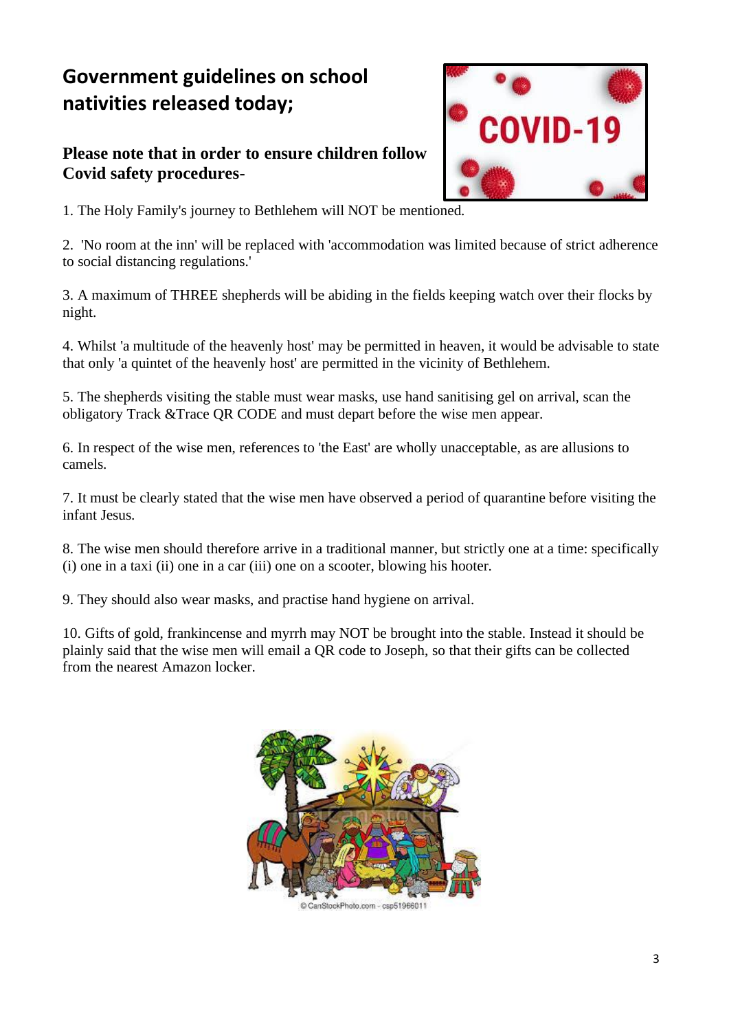## Government guidelines on school nativities released today;

**Please note that in order to ensure children follow Covid safety procedures-**

1. The Holy Family's journey to Bethlehem will NOT be mentioned.

2. 'No room at the inn' will be replaced with 'accommodation was limited because of strict adherence to social distancing regulations.'

3. A maximum of THREE shepherds will be abiding in the fields keeping watch over their flocks by night.

4. Whilst 'a multitude of the heavenly host' may be permitted in heaven, it would be advisable to state that only 'a quintet of the heavenly host' are permitted in the vicinity of Bethlehem.

5. The shepherds visiting the stable must wear masks, use hand sanitising gel on arrival, scan the obligatory Track &Trace QR CODE and must depart before the wise men appear.

6. In respect of the wise men, references to 'the East' are wholly unacceptable, as are allusions to camels.

7. It must be clearly stated that the wise men have observed a period of quarantine before visiting the infant Jesus.

8. The wise men should therefore arrive in a traditional manner, but strictly one at a time: specifically (i) one in a taxi (ii) one in a car (iii) one on a scooter, blowing his hooter.

9. They should also wear masks, and practise hand hygiene on arrival.

10. Gifts of gold, frankincense and myrrh may NOT be brought into the stable. Instead it should be plainly said that the wise men will email a QR code to Joseph, so that their gifts can be collected from the nearest Amazon locker.

© CanStockPhoto.com - csp51966011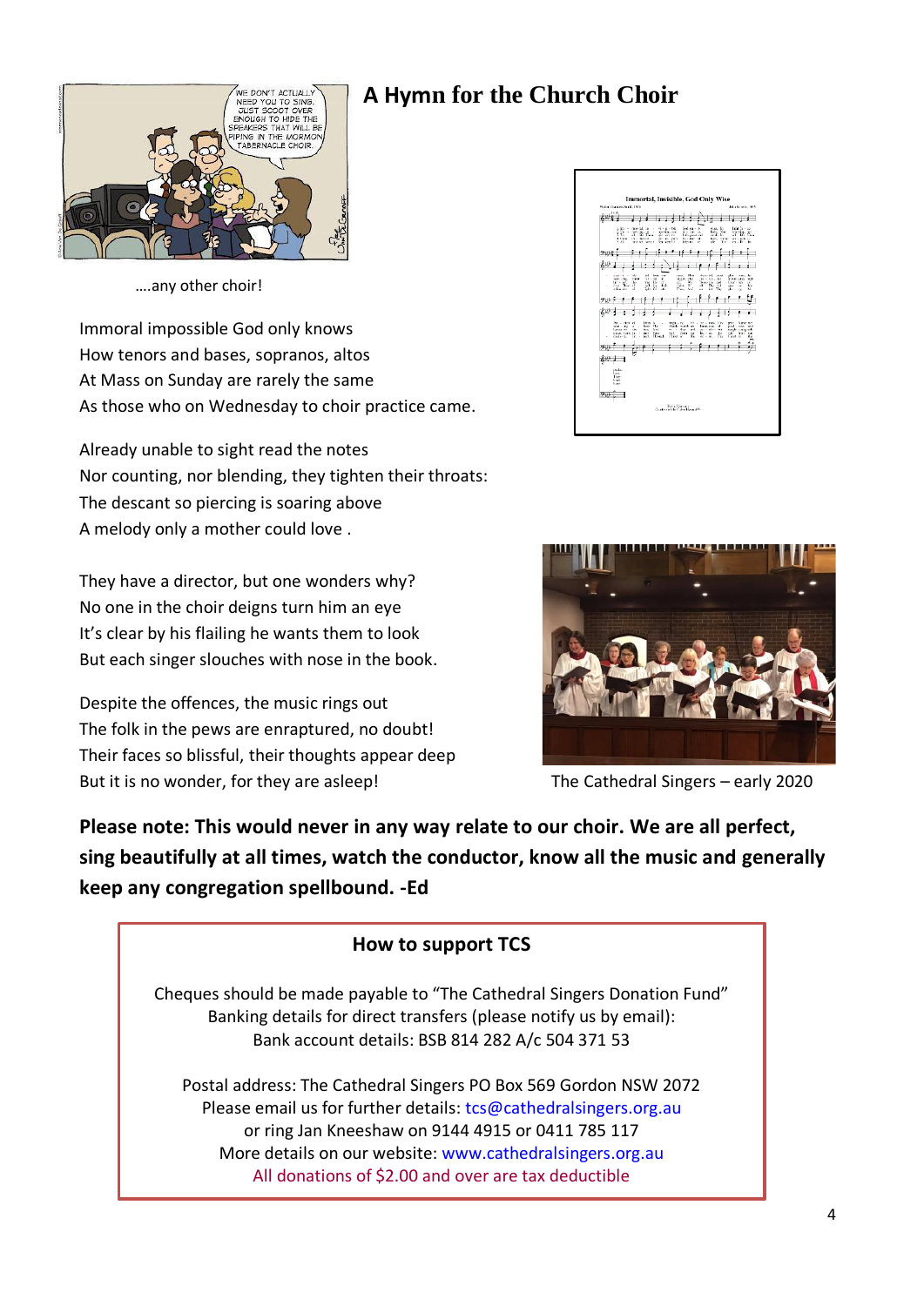## A Hymn for the Church Choir

….any other choir!

Immoral impossible God only knows
How tenors and bases, sopranos, altos
At Mass on Sunday are rarely the same
As those who on Wednesday to choir practice came.

Already unable to sight read the notes
Nor counting, nor blending, they tighten their throats:
The descant so piercing is soaring above
A melody only a mother could love .

They have a director, but one wonders why?
No one in the choir deigns turn him an eye
It's clear by his flailing he wants them to look
But each singer slouches with nose in the book.

Despite the offences, the music rings out
The folk in the pews are enraptured, no doubt!
Their faces so blissful, their thoughts appear deep
But it is no wonder, for they are asleep!

The Cathedral Singers – early 2020

**Please note: This would never in any way relate to our choir. We are all perfect, sing beautifully at all times, watch the conductor, know all the music and generally keep any congregation spellbound. -Ed**

### How to support TCS

Cheques should be made payable to "The Cathedral Singers Donation Fund"
Banking details for direct transfers (please notify us by email):
Bank account details: BSB 814 282 A/c 504 371 53

Postal address: The Cathedral Singers PO Box 569 Gordon NSW 2072
Please email us for further details: tcs@cathedralsingers.org.au
or ring Jan Kneeshaw on 9144 4915 or 0411 785 117
More details on our website: www.cathedralsingers.org.au
All donations of $2.00 and over are tax deductible